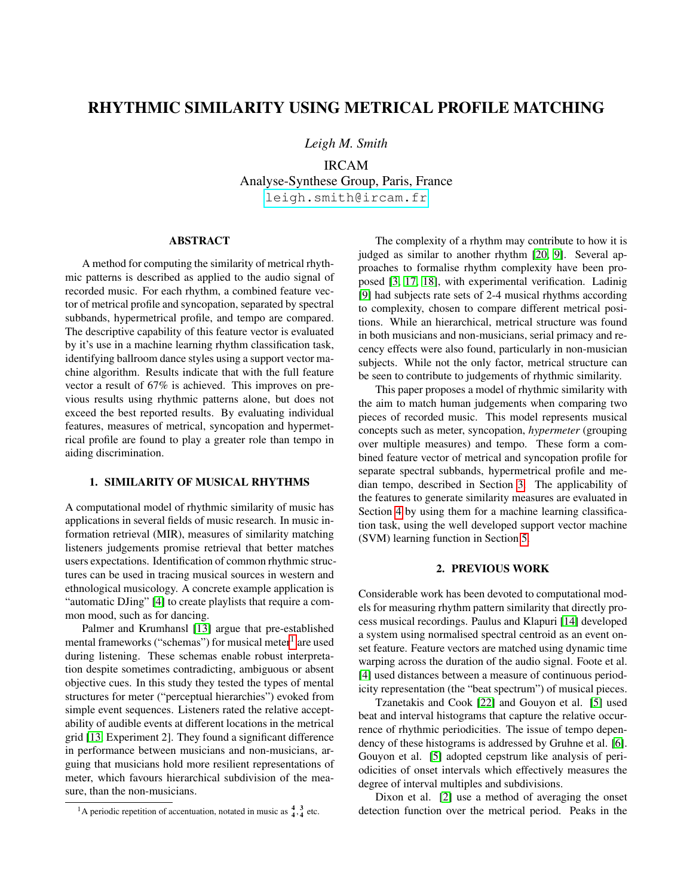# RHYTHMIC SIMILARITY USING METRICAL PROFILE MATCHING

*Leigh M. Smith*

IRCAM
Analyse-Synthese Group, Paris, France
leigh.smith@ircam.fr

## ABSTRACT

A method for computing the similarity of metrical rhythmic patterns is described as applied to the audio signal of recorded music. For each rhythm, a combined feature vector of metrical profile and syncopation, separated by spectral subbands, hypermetrical profile, and tempo are compared. The descriptive capability of this feature vector is evaluated by it's use in a machine learning rhythm classification task, identifying ballroom dance styles using a support vector machine algorithm. Results indicate that with the full feature vector a result of 67% is achieved. This improves on previous results using rhythmic patterns alone, but does not exceed the best reported results. By evaluating individual features, measures of metrical, syncopation and hypermetrical profile are found to play a greater role than tempo in aiding discrimination.

## 1. SIMILARITY OF MUSICAL RHYTHMS

A computational model of rhythmic similarity of music has applications in several fields of music research. In music information retrieval (MIR), measures of similarity matching listeners judgements promise retrieval that better matches users expectations. Identification of common rhythmic structures can be used in tracing musical sources in western and ethnological musicology. A concrete example application is "automatic DJing" [4] to create playlists that require a common mood, such as for dancing.

Palmer and Krumhansl [13] argue that pre-established mental frameworks ("schemas") for musical meter[1] are used during listening. These schemas enable robust interpretation despite sometimes contradicting, ambiguous or absent objective cues. In this study they tested the types of mental structures for meter ("perceptual hierarchies") evoked from simple event sequences. Listeners rated the relative acceptability of audible events at different locations in the metrical grid [13, Experiment 2]. They found a significant difference in performance between musicians and non-musicians, arguing that musicians hold more resilient representations of meter, which favours hierarchical subdivision of the measure, than the non-musicians.

[1] A periodic repetition of accentuation, notated in music as $\frac{4}{4}, \frac{3}{4}$ etc.

The complexity of a rhythm may contribute to how it is judged as similar to another rhythm [20, 9]. Several approaches to formalise rhythm complexity have been proposed [3, 17, 18], with experimental verification. Ladinig [9] had subjects rate sets of 2-4 musical rhythms according to complexity, chosen to compare different metrical positions. While an hierarchical, metrical structure was found in both musicians and non-musicians, serial primacy and recency effects were also found, particularly in non-musician subjects. While not the only factor, metrical structure can be seen to contribute to judgements of rhythmic similarity.

This paper proposes a model of rhythmic similarity with the aim to match human judgements when comparing two pieces of recorded music. This model represents musical concepts such as meter, syncopation, *hypermeter* (grouping over multiple measures) and tempo. These form a combined feature vector of metrical and syncopation profile for separate spectral subbands, hypermetrical profile and median tempo, described in Section 3. The applicability of the features to generate similarity measures are evaluated in Section 4 by using them for a machine learning classification task, using the well developed support vector machine (SVM) learning function in Section 5.

## 2. PREVIOUS WORK

Considerable work has been devoted to computational models for measuring rhythm pattern similarity that directly process musical recordings. Paulus and Klapuri [14] developed a system using normalised spectral centroid as an event onset feature. Feature vectors are matched using dynamic time warping across the duration of the audio signal. Foote et al. [4] used distances between a measure of continuous periodicity representation (the "beat spectrum") of musical pieces.

Tzanetakis and Cook [22] and Gouyon et al. [5] used beat and interval histograms that capture the relative occurrence of rhythmic periodicities. The issue of tempo dependency of these histograms is addressed by Gruhne et al. [6]. Gouyon et al. [5] adopted cepstrum like analysis of periodicities of onset intervals which effectively measures the degree of interval multiples and subdivisions.

Dixon et al. [2] use a method of averaging the onset detection function over the metrical period. Peaks in the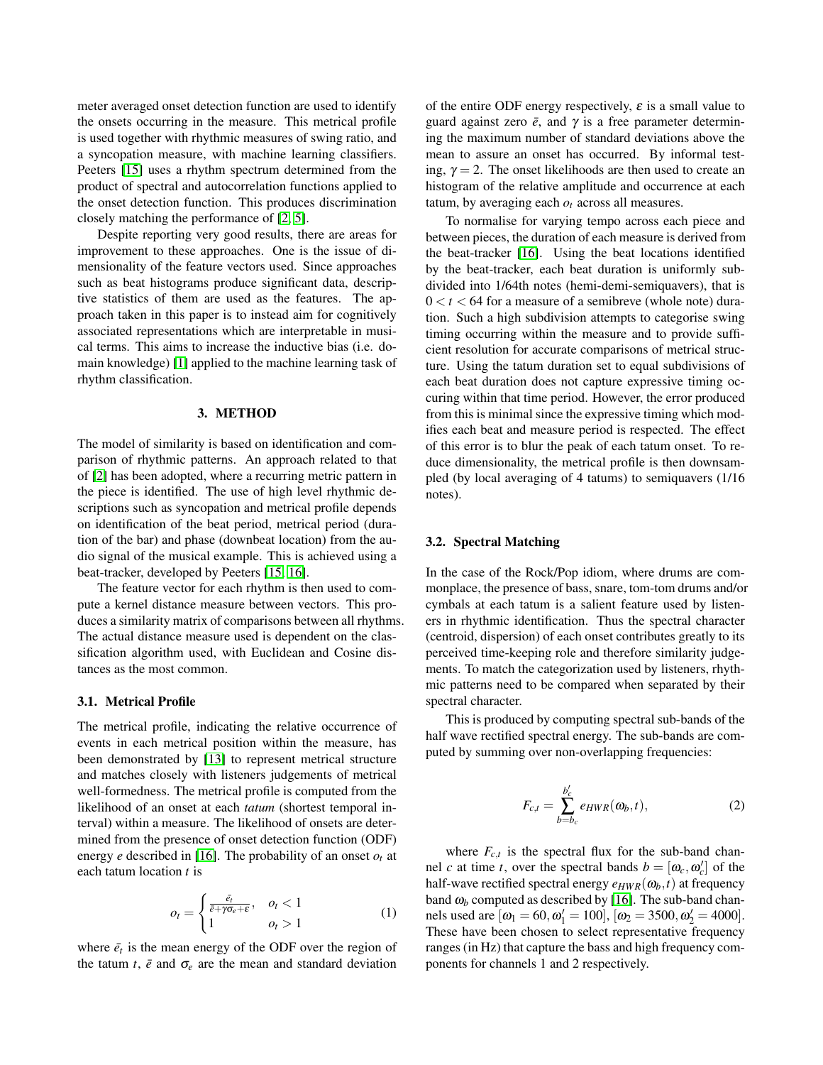meter averaged onset detection function are used to identify the onsets occurring in the measure. This metrical profile is used together with rhythmic measures of swing ratio, and a syncopation measure, with machine learning classifiers. Peeters [15] uses a rhythm spectrum determined from the product of spectral and autocorrelation functions applied to the onset detection function. This produces discrimination closely matching the performance of [2, 5].

Despite reporting very good results, there are areas for improvement to these approaches. One is the issue of dimensionality of the feature vectors used. Since approaches such as beat histograms produce significant data, descriptive statistics of them are used as the features. The approach taken in this paper is to instead aim for cognitively associated representations which are interpretable in musical terms. This aims to increase the inductive bias (i.e. domain knowledge) [1] applied to the machine learning task of rhythm classification.

## 3. METHOD

The model of similarity is based on identification and comparison of rhythmic patterns. An approach related to that of [2] has been adopted, where a recurring metric pattern in the piece is identified. The use of high level rhythmic descriptions such as syncopation and metrical profile depends on identification of the beat period, metrical period (duration of the bar) and phase (downbeat location) from the audio signal of the musical example. This is achieved using a beat-tracker, developed by Peeters [15, 16].

The feature vector for each rhythm is then used to compute a kernel distance measure between vectors. This produces a similarity matrix of comparisons between all rhythms. The actual distance measure used is dependent on the classification algorithm used, with Euclidean and Cosine distances as the most common.

### 3.1. Metrical Profile

The metrical profile, indicating the relative occurrence of events in each metrical position within the measure, has been demonstrated by [13] to represent metrical structure and matches closely with listeners judgements of metrical well-formedness. The metrical profile is computed from the likelihood of an onset at each *tatum* (shortest temporal interval) within a measure. The likelihood of onsets are determined from the presence of onset detection function (ODF) energy $e$ described in [16]. The probability of an onset $o_t$ at each tatum location $t$ is

$$o_t = \begin{cases} \frac{\bar{e}_t}{\bar{e}+\gamma\sigma_e+\varepsilon}, & o_t < 1 \\ 1 & o_t > 1 \end{cases} \quad (1)$$

where $\bar{e}_t$ is the mean energy of the ODF over the region of the tatum $t$, $\bar{e}$ and $\sigma_e$ are the mean and standard deviation of the entire ODF energy respectively, $\varepsilon$ is a small value to guard against zero $\bar{e}$, and $\gamma$ is a free parameter determining the maximum number of standard deviations above the mean to assure an onset has occurred. By informal testing, $\gamma = 2$. The onset likelihoods are then used to create an histogram of the relative amplitude and occurrence at each tatum, by averaging each $o_t$ across all measures.

To normalise for varying tempo across each piece and between pieces, the duration of each measure is derived from the beat-tracker [16]. Using the beat locations identified by the beat-tracker, each beat duration is uniformly subdivided into 1/64th notes (hemi-demi-semiquavers), that is $0 < t < 64$ for a measure of a semibreve (whole note) duration. Such a high subdivision attempts to categorise swing timing occurring within the measure and to provide sufficient resolution for accurate comparisons of metrical structure. Using the tatum duration set to equal subdivisions of each beat duration does not capture expressive timing occuring within that time period. However, the error produced from this is minimal since the expressive timing which modifies each beat and measure period is respected. The effect of this error is to blur the peak of each tatum onset. To reduce dimensionality, the metrical profile is then downsampled (by local averaging of 4 tatums) to semiquavers (1/16 notes).

### 3.2. Spectral Matching

In the case of the Rock/Pop idiom, where drums are commonplace, the presence of bass, snare, tom-tom drums and/or cymbals at each tatum is a salient feature used by listeners in rhythmic identification. Thus the spectral character (centroid, dispersion) of each onset contributes greatly to its perceived time-keeping role and therefore similarity judgements. To match the categorization used by listeners, rhythmic patterns need to be compared when separated by their spectral character.

This is produced by computing spectral sub-bands of the half wave rectified spectral energy. The sub-bands are computed by summing over non-overlapping frequencies:

$$F_{c,t} = \sum_{b=b_c}^{b'_c} e_{HWR}(\omega_b, t), \quad (2)$$

where $F_{c,t}$ is the spectral flux for the sub-band channel $c$ at time $t$, over the spectral bands $b = [\omega_c, \omega'_c]$ of the half-wave rectified spectral energy $e_{HWR}(\omega_b, t)$ at frequency band $\omega_b$ computed as described by [16]. The sub-band channels used are $[\omega_1 = 60, \omega'_1 = 100]$, $[\omega_2 = 3500, \omega'_2 = 4000]$. These have been chosen to select representative frequency ranges (in Hz) that capture the bass and high frequency components for channels 1 and 2 respectively.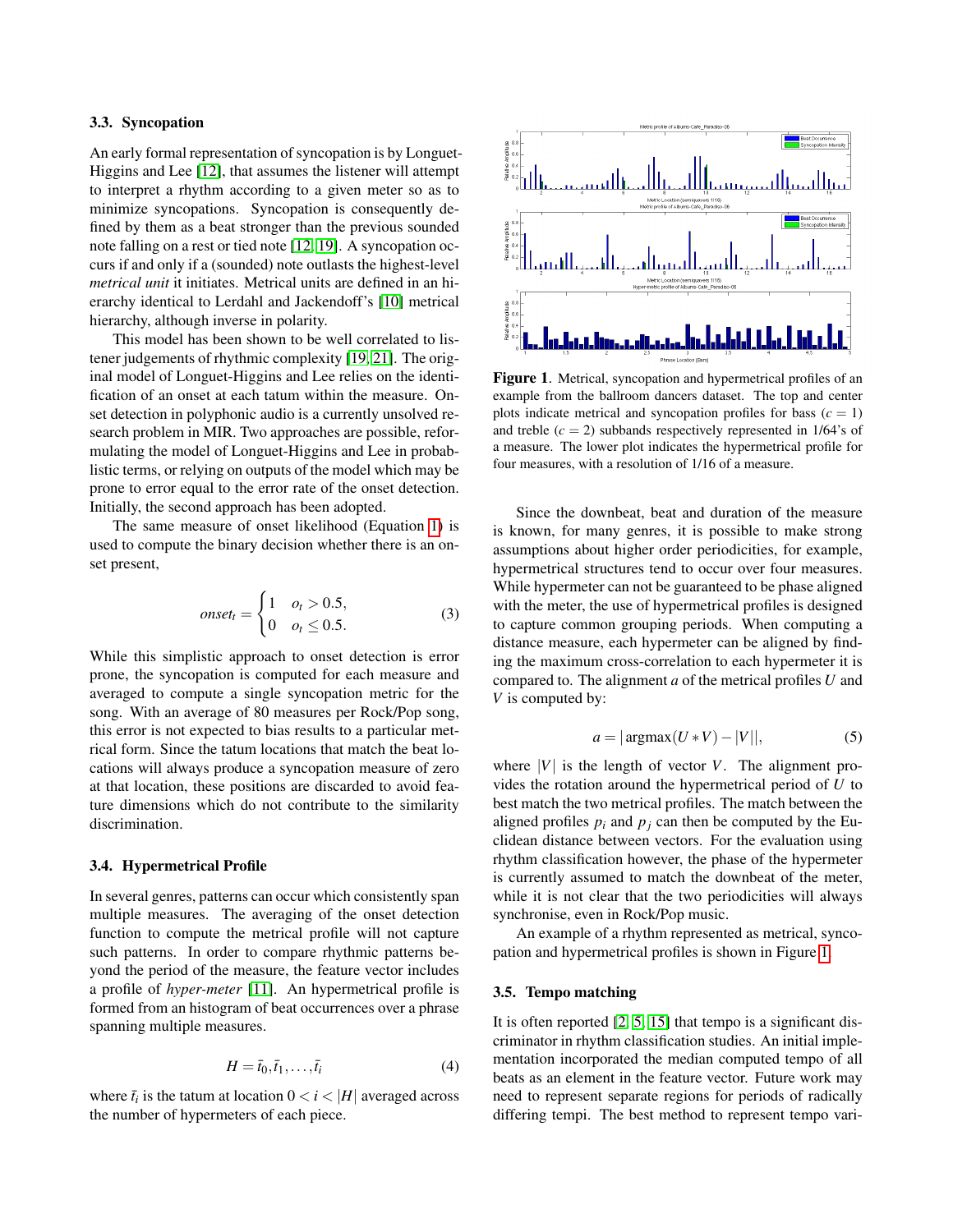### 3.3. Syncopation

An early formal representation of syncopation is by Longuet-Higgins and Lee [12], that assumes the listener will attempt to interpret a rhythm according to a given meter so as to minimize syncopations. Syncopation is consequently defined by them as a beat stronger than the previous sounded note falling on a rest or tied note [12, 19]. A syncopation occurs if and only if a (sounded) note outlasts the highest-level *metrical unit* it initiates. Metrical units are defined in an hierarchy identical to Lerdahl and Jackendoff's [10] metrical hierarchy, although inverse in polarity.

This model has been shown to be well correlated to listener judgements of rhythmic complexity [19, 21]. The original model of Longuet-Higgins and Lee relies on the identification of an onset at each tatum within the measure. Onset detection in polyphonic audio is a currently unsolved research problem in MIR. Two approaches are possible, reformulating the model of Longuet-Higgins and Lee in probabilistic terms, or relying on outputs of the model which may be prone to error equal to the error rate of the onset detection. Initially, the second approach has been adopted.

The same measure of onset likelihood (Equation 1) is used to compute the binary decision whether there is an onset present,

$$onset_t = \begin{cases} 1 & o_t > 0.5, \\ 0 & o_t \leq 0.5. \end{cases} \quad (3)$$

While this simplistic approach to onset detection is error prone, the syncopation is computed for each measure and averaged to compute a single syncopation metric for the song. With an average of 80 measures per Rock/Pop song, this error is not expected to bias results to a particular metrical form. Since the tatum locations that match the beat locations will always produce a syncopation measure of zero at that location, these positions are discarded to avoid feature dimensions which do not contribute to the similarity discrimination.

### 3.4. Hypermetrical Profile

In several genres, patterns can occur which consistently span multiple measures. The averaging of the onset detection function to compute the metrical profile will not capture such patterns. In order to compare rhythmic patterns beyond the period of the measure, the feature vector includes a profile of *hyper-meter* [11]. An hypermetrical profile is formed from an histogram of beat occurrences over a phrase spanning multiple measures.

$$H = \bar{t}_0, \bar{t}_1, \ldots, \bar{t}_i \quad (4)$$

where $\bar{t}_i$ is the tatum at location $0 < i < |H|$ averaged across the number of hypermeters of each piece.

Figure 1. Metrical, syncopation and hypermetrical profiles of an example from the ballroom dancers dataset. The top and center plots indicate metrical and syncopation profiles for bass ($c = 1$) and treble ($c = 2$) subbands respectively represented in 1/64's of a measure. The lower plot indicates the hypermetrical profile for four measures, with a resolution of 1/16 of a measure.

Since the downbeat, beat and duration of the measure is known, for many genres, it is possible to make strong assumptions about higher order periodicities, for example, hypermetrical structures tend to occur over four measures. While hypermeter can not be guaranteed to be phase aligned with the meter, the use of hypermetrical profiles is designed to capture common grouping periods. When computing a distance measure, each hypermeter can be aligned by finding the maximum cross-correlation to each hypermeter it is compared to. The alignment $a$ of the metrical profiles $U$ and $V$ is computed by:

$$a = |\operatorname{argmax}(U * V) - |V||, \quad (5)$$

where $|V|$ is the length of vector $V$. The alignment provides the rotation around the hypermetrical period of $U$ to best match the two metrical profiles. The match between the aligned profiles $p_i$ and $p_j$ can then be computed by the Euclidean distance between vectors. For the evaluation using rhythm classification however, the phase of the hypermeter is currently assumed to match the downbeat of the meter, while it is not clear that the two periodicities will always synchronise, even in Rock/Pop music.

An example of a rhythm represented as metrical, syncopation and hypermetrical profiles is shown in Figure 1.

### 3.5. Tempo matching

It is often reported [2, 5, 15] that tempo is a significant discriminator in rhythm classification studies. An initial implementation incorporated the median computed tempo of all beats as an element in the feature vector. Future work may need to represent separate regions for periods of radically differing tempi. The best method to represent tempo vari-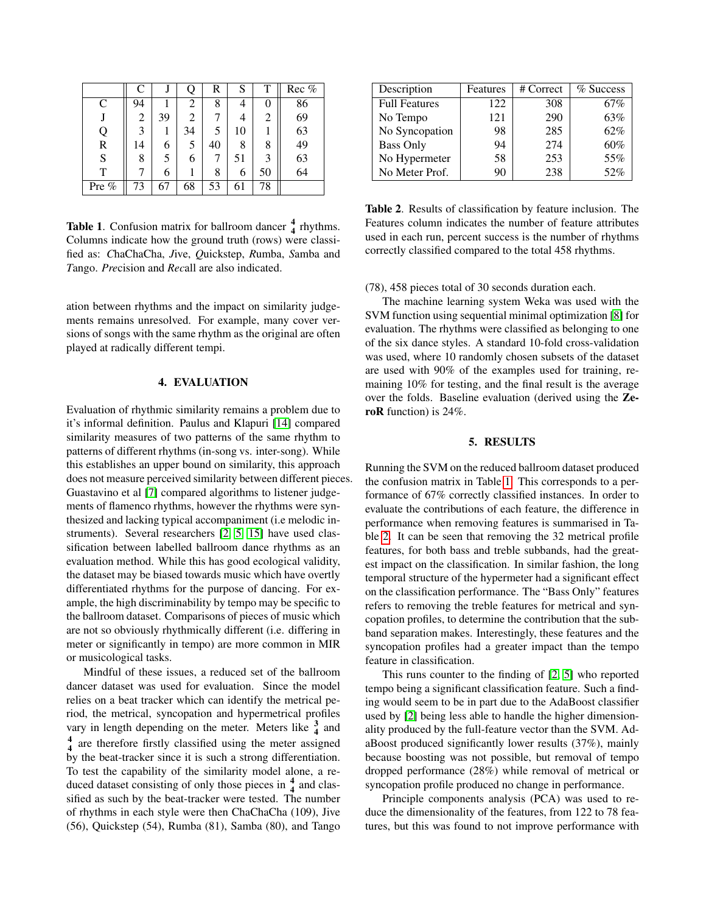|  | C | J | Q | R | S | T | Rec % |
|---|---|---|---|---|---|---|---|
| C | 94 | 1 | 2 | 8 | 4 | 0 | 86 |
| J | 2 | 39 | 2 | 7 | 4 | 2 | 69 |
| Q | 3 | 1 | 34 | 5 | 10 | 1 | 63 |
| R | 14 | 6 | 5 | 40 | 8 | 8 | 49 |
| S | 8 | 5 | 6 | 7 | 51 | 3 | 63 |
| T | 7 | 6 | 1 | 8 | 6 | 50 | 64 |
| Pre % | 73 | 67 | 68 | 53 | 61 | 78 |  |

**Table 1**. Confusion matrix for ballroom dancer $\frac{4}{4}$ rhythms. Columns indicate how the ground truth (rows) were classified as: *C*haChaCha, *J*ive, *Q*uickstep, *R*umba, *S*amba and *T*ango. *Pre*cision and *Rec*all are also indicated.

ation between rhythms and the impact on similarity judgements remains unresolved. For example, many cover versions of songs with the same rhythm as the original are often played at radically different tempi.

## 4. EVALUATION

Evaluation of rhythmic similarity remains a problem due to it's informal definition. Paulus and Klapuri [14] compared similarity measures of two patterns of the same rhythm to patterns of different rhythms (in-song vs. inter-song). While this establishes an upper bound on similarity, this approach does not measure perceived similarity between different pieces. Guastavino et al [7] compared algorithms to listener judgements of flamenco rhythms, however the rhythms were synthesized and lacking typical accompaniment (i.e melodic instruments). Several researchers [2, 5, 15] have used classification between labelled ballroom dance rhythms as an evaluation method. While this has good ecological validity, the dataset may be biased towards music which have overtly differentiated rhythms for the purpose of dancing. For example, the high discriminability by tempo may be specific to the ballroom dataset. Comparisons of pieces of music which are not so obviously rhythmically different (i.e. differing in meter or significantly in tempo) are more common in MIR or musicological tasks.

Mindful of these issues, a reduced set of the ballroom dancer dataset was used for evaluation. Since the model relies on a beat tracker which can identify the metrical period, the metrical, syncopation and hypermetrical profiles vary in length depending on the meter. Meters like $\frac{3}{4}$ and $\frac{4}{4}$ are therefore firstly classified using the meter assigned by the beat-tracker since it is such a strong differentiation. To test the capability of the similarity model alone, a reduced dataset consisting of only those pieces in $\frac{4}{4}$ and classified as such by the beat-tracker were tested. The number of rhythms in each style were then ChaChaCha (109), Jive (56), Quickstep (54), Rumba (81), Samba (80), and Tango (78), 458 pieces total of 30 seconds duration each.

| Description | Features | # Correct | % Success |
|---|---|---|---|
| Full Features | 122 | 308 | 67% |
| No Tempo | 121 | 290 | 63% |
| No Syncopation | 98 | 285 | 62% |
| Bass Only | 94 | 274 | 60% |
| No Hypermeter | 58 | 253 | 55% |
| No Meter Prof. | 90 | 238 | 52% |

**Table 2**. Results of classification by feature inclusion. The Features column indicates the number of feature attributes used in each run, percent success is the number of rhythms correctly classified compared to the total 458 rhythms.

The machine learning system Weka was used with the SVM function using sequential minimal optimization [8] for evaluation. The rhythms were classified as belonging to one of the six dance styles. A standard 10-fold cross-validation was used, where 10 randomly chosen subsets of the dataset are used with 90% of the examples used for training, remaining 10% for testing, and the final result is the average over the folds. Baseline evaluation (derived using the **ZeroR** function) is 24%.

## 5. RESULTS

Running the SVM on the reduced ballroom dataset produced the confusion matrix in Table 1. This corresponds to a performance of 67% correctly classified instances. In order to evaluate the contributions of each feature, the difference in performance when removing features is summarised in Table 2. It can be seen that removing the 32 metrical profile features, for both bass and treble subbands, had the greatest impact on the classification. In similar fashion, the long temporal structure of the hypermeter had a significant effect on the classification performance. The "Bass Only" features refers to removing the treble features for metrical and syncopation profiles, to determine the contribution that the subband separation makes. Interestingly, these features and the syncopation profiles had a greater impact than the tempo feature in classification.

This runs counter to the finding of [2, 5] who reported tempo being a significant classification feature. Such a finding would seem to be in part due to the AdaBoost classifier used by [2] being less able to handle the higher dimensionality produced by the full-feature vector than the SVM. AdaBoost produced significantly lower results (37%), mainly because boosting was not possible, but removal of tempo dropped performance (28%) while removal of metrical or syncopation profile produced no change in performance.

Principle components analysis (PCA) was used to reduce the dimensionality of the features, from 122 to 78 features, but this was found to not improve performance with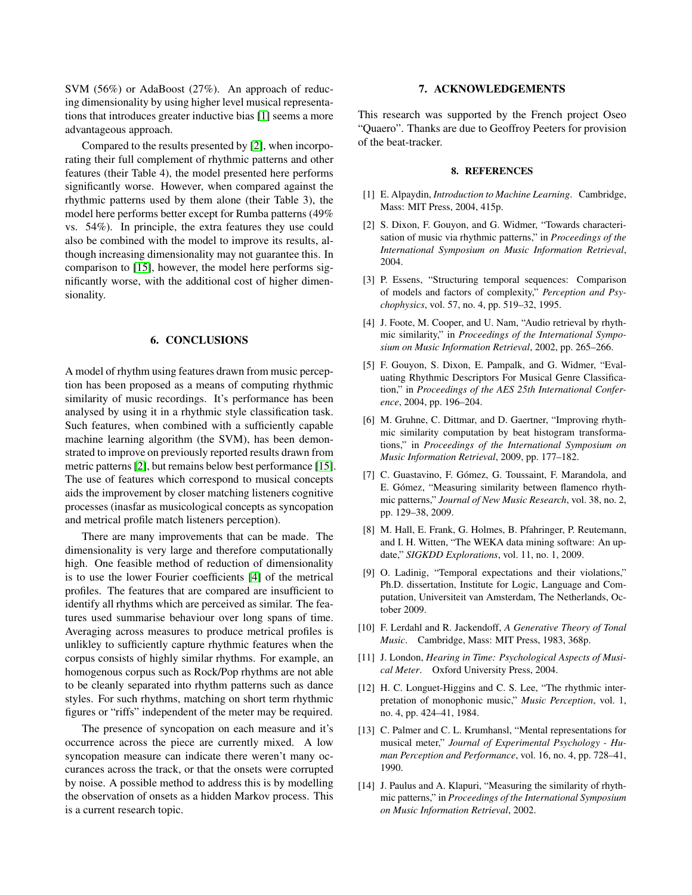SVM (56%) or AdaBoost (27%). An approach of reducing dimensionality by using higher level musical representations that introduces greater inductive bias [1] seems a more advantageous approach.

Compared to the results presented by [2], when incorporating their full complement of rhythmic patterns and other features (their Table 4), the model presented here performs significantly worse. However, when compared against the rhythmic patterns used by them alone (their Table 3), the model here performs better except for Rumba patterns (49% vs. 54%). In principle, the extra features they use could also be combined with the model to improve its results, although increasing dimensionality may not guarantee this. In comparison to [15], however, the model here performs significantly worse, with the additional cost of higher dimensionality.

## 6. CONCLUSIONS

A model of rhythm using features drawn from music perception has been proposed as a means of computing rhythmic similarity of music recordings. It's performance has been analysed by using it in a rhythmic style classification task. Such features, when combined with a sufficiently capable machine learning algorithm (the SVM), has been demonstrated to improve on previously reported results drawn from metric patterns [2], but remains below best performance [15]. The use of features which correspond to musical concepts aids the improvement by closer matching listeners cognitive processes (inasfar as musicological concepts as syncopation and metrical profile match listeners perception).

There are many improvements that can be made. The dimensionality is very large and therefore computationally high. One feasible method of reduction of dimensionality is to use the lower Fourier coefficients [4] of the metrical profiles. The features that are compared are insufficient to identify all rhythms which are perceived as similar. The features used summarise behaviour over long spans of time. Averaging across measures to produce metrical profiles is unlikley to sufficiently capture rhythmic features when the corpus consists of highly similar rhythms. For example, an homogenous corpus such as Rock/Pop rhythms are not able to be cleanly separated into rhythm patterns such as dance styles. For such rhythms, matching on short term rhythmic figures or "riffs" independent of the meter may be required.

The presence of syncopation on each measure and it's occurrence across the piece are currently mixed. A low syncopation measure can indicate there weren't many occurances across the track, or that the onsets were corrupted by noise. A possible method to address this is by modelling the observation of onsets as a hidden Markov process. This is a current research topic.

## 7. ACKNOWLEDGEMENTS

This research was supported by the French project Oseo "Quaero". Thanks are due to Geoffroy Peeters for provision of the beat-tracker.

## 8. REFERENCES

[1] E. Alpaydin, *Introduction to Machine Learning*. Cambridge, Mass: MIT Press, 2004, 415p.

[2] S. Dixon, F. Gouyon, and G. Widmer, "Towards characterisation of music via rhythmic patterns," in *Proceedings of the International Symposium on Music Information Retrieval*, 2004.

[3] P. Essens, "Structuring temporal sequences: Comparison of models and factors of complexity," *Perception and Psychophysics*, vol. 57, no. 4, pp. 519–32, 1995.

[4] J. Foote, M. Cooper, and U. Nam, "Audio retrieval by rhythmic similarity," in *Proceedings of the International Symposium on Music Information Retrieval*, 2002, pp. 265–266.

[5] F. Gouyon, S. Dixon, E. Pampalk, and G. Widmer, "Evaluating Rhythmic Descriptors For Musical Genre Classification," in *Proceedings of the AES 25th International Conference*, 2004, pp. 196–204.

[6] M. Gruhne, C. Dittmar, and D. Gaertner, "Improving rhythmic similarity computation by beat histogram transformations," in *Proceedings of the International Symposium on Music Information Retrieval*, 2009, pp. 177–182.

[7] C. Guastavino, F. Gómez, G. Toussaint, F. Marandola, and E. Gómez, "Measuring similarity between flamenco rhythmic patterns," *Journal of New Music Research*, vol. 38, no. 2, pp. 129–38, 2009.

[8] M. Hall, E. Frank, G. Holmes, B. Pfahringer, P. Reutemann, and I. H. Witten, "The WEKA data mining software: An update," *SIGKDD Explorations*, vol. 11, no. 1, 2009.

[9] O. Ladinig, "Temporal expectations and their violations," Ph.D. dissertation, Institute for Logic, Language and Computation, Universiteit van Amsterdam, The Netherlands, October 2009.

[10] F. Lerdahl and R. Jackendoff, *A Generative Theory of Tonal Music*. Cambridge, Mass: MIT Press, 1983, 368p.

[11] J. London, *Hearing in Time: Psychological Aspects of Musical Meter*. Oxford University Press, 2004.

[12] H. C. Longuet-Higgins and C. S. Lee, "The rhythmic interpretation of monophonic music," *Music Perception*, vol. 1, no. 4, pp. 424–41, 1984.

[13] C. Palmer and C. L. Krumhansl, "Mental representations for musical meter," *Journal of Experimental Psychology - Human Perception and Performance*, vol. 16, no. 4, pp. 728–41, 1990.

[14] J. Paulus and A. Klapuri, "Measuring the similarity of rhythmic patterns," in *Proceedings of the International Symposium on Music Information Retrieval*, 2002.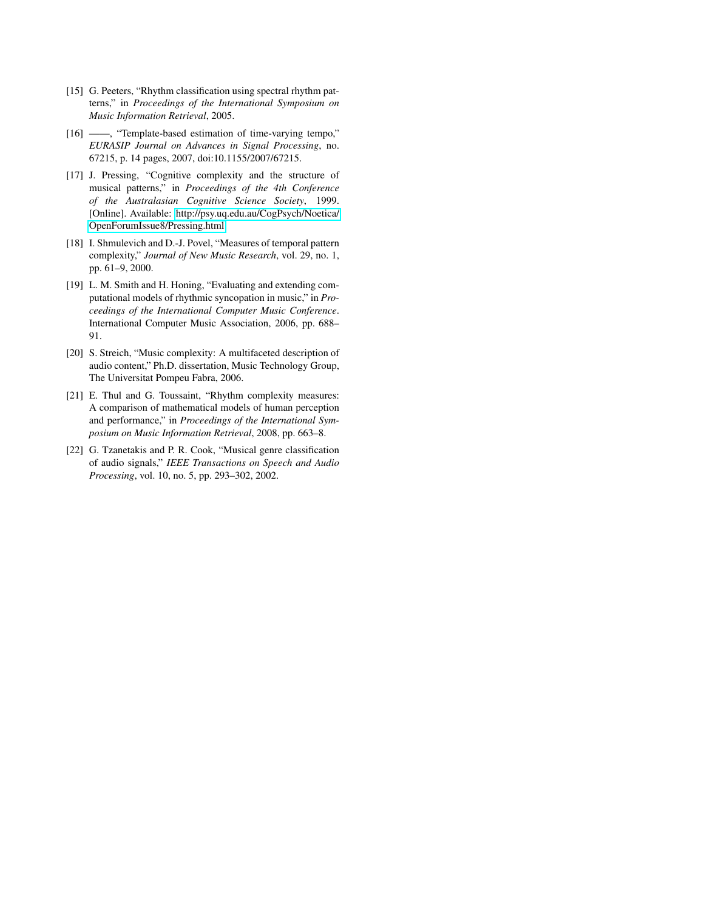[15] G. Peeters, "Rhythm classification using spectral rhythm patterns," in *Proceedings of the International Symposium on Music Information Retrieval*, 2005.

[16] ——, "Template-based estimation of time-varying tempo," *EURASIP Journal on Advances in Signal Processing*, no. 67215, p. 14 pages, 2007, doi:10.1155/2007/67215.

[17] J. Pressing, "Cognitive complexity and the structure of musical patterns," in *Proceedings of the 4th Conference of the Australasian Cognitive Science Society*, 1999. [Online]. Available: http://psy.uq.edu.au/CogPsych/Noetica/OpenForumIssue8/Pressing.html

[18] I. Shmulevich and D.-J. Povel, "Measures of temporal pattern complexity," *Journal of New Music Research*, vol. 29, no. 1, pp. 61–9, 2000.

[19] L. M. Smith and H. Honing, "Evaluating and extending computational models of rhythmic syncopation in music," in *Proceedings of the International Computer Music Conference*. International Computer Music Association, 2006, pp. 688–91.

[20] S. Streich, "Music complexity: A multifaceted description of audio content," Ph.D. dissertation, Music Technology Group, The Universitat Pompeu Fabra, 2006.

[21] E. Thul and G. Toussaint, "Rhythm complexity measures: A comparison of mathematical models of human perception and performance," in *Proceedings of the International Symposium on Music Information Retrieval*, 2008, pp. 663–8.

[22] G. Tzanetakis and P. R. Cook, "Musical genre classification of audio signals," *IEEE Transactions on Speech and Audio Processing*, vol. 10, no. 5, pp. 293–302, 2002.